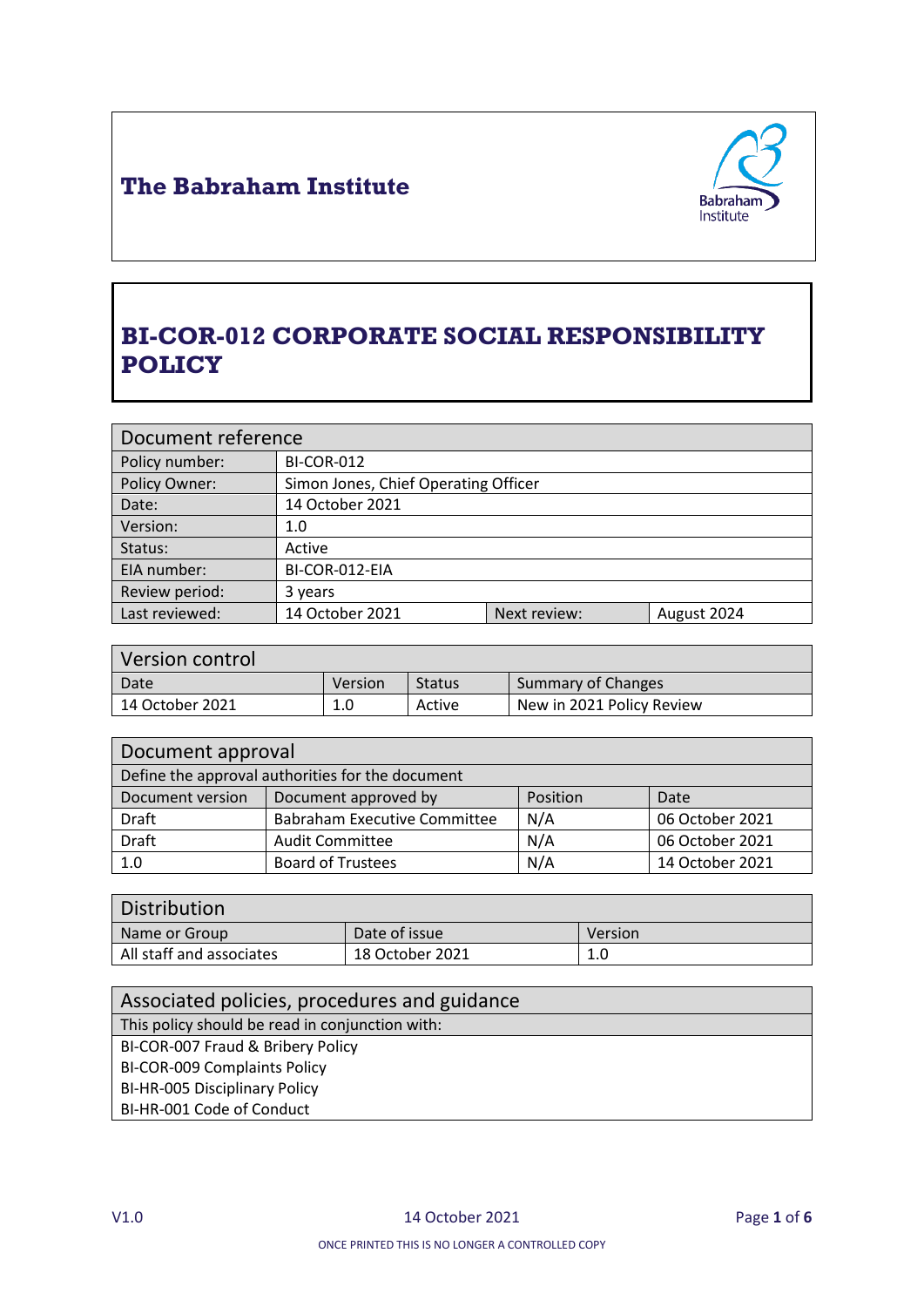# The Babraham Institute

# BI-COR-012 CORPORATE SOCIAL RESPONSIBILITY POLICY

| Document reference | | | |
|---|---|---|---|
| Policy number: | BI-COR-012 | | |
| Policy Owner: | Simon Jones, Chief Operating Officer | | |
| Date: | 14 October 2021 | | |
| Version: | 1.0 | | |
| Status: | Active | | |
| EIA number: | BI-COR-012-EIA | | |
| Review period: | 3 years | | |
| Last reviewed: | 14 October 2021 | Next review: | August 2024 |

| Version control | | | |
|---|---|---|---|
| Date | Version | Status | Summary of Changes |
| 14 October 2021 | 1.0 | Active | New in 2021 Policy Review |

| Document approval | | | |
|---|---|---|---|
| Define the approval authorities for the document | | | |
| Document version | Document approved by | Position | Date |
| Draft | Babraham Executive Committee | N/A | 06 October 2021 |
| Draft | Audit Committee | N/A | 06 October 2021 |
| 1.0 | Board of Trustees | N/A | 14 October 2021 |

| Distribution | | |
|---|---|---|
| Name or Group | Date of issue | Version |
| All staff and associates | 18 October 2021 | 1.0 |

| Associated policies, procedures and guidance |
|---|
| This policy should be read in conjunction with: |
| BI-COR-007 Fraud & Bribery Policy |
| BI-COR-009 Complaints Policy |
| BI-HR-005 Disciplinary Policy |
| BI-HR-001 Code of Conduct |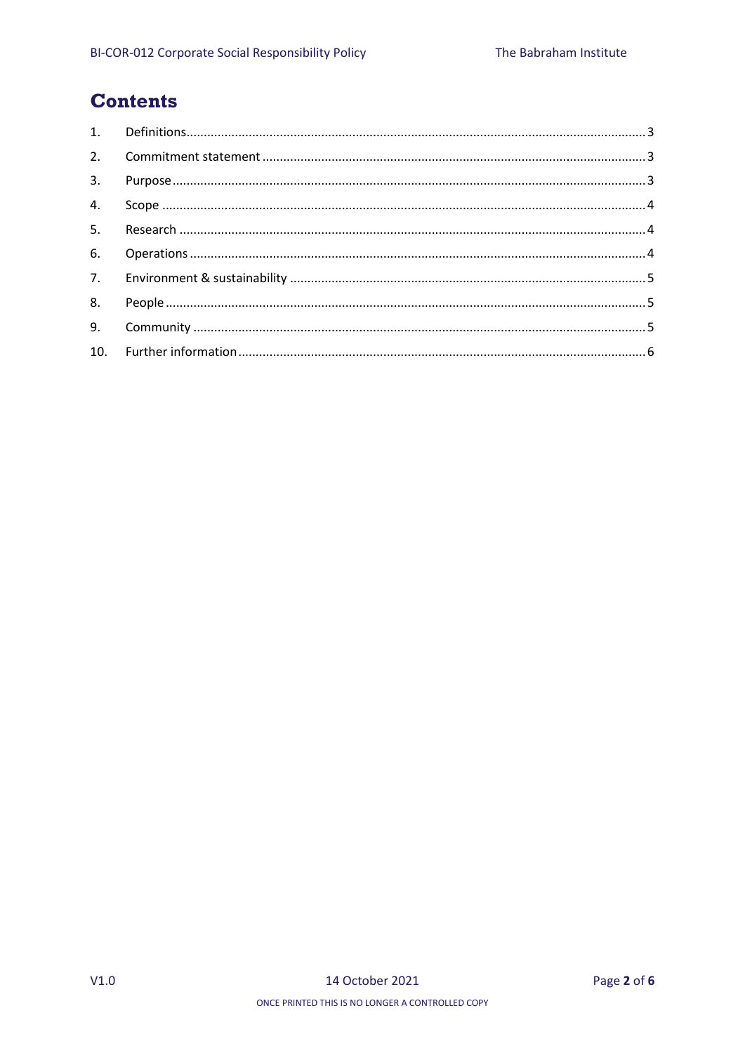# Contents

| | | |
|---|---|---|
| 1. | Definitions | 3 |
| 2. | Commitment statement | 3 |
| 3. | Purpose | 3 |
| 4. | Scope | 4 |
| 5. | Research | 4 |
| 6. | Operations | 4 |
| 7. | Environment & sustainability | 5 |
| 8. | People | 5 |
| 9. | Community | 5 |
| 10. | Further information | 6 |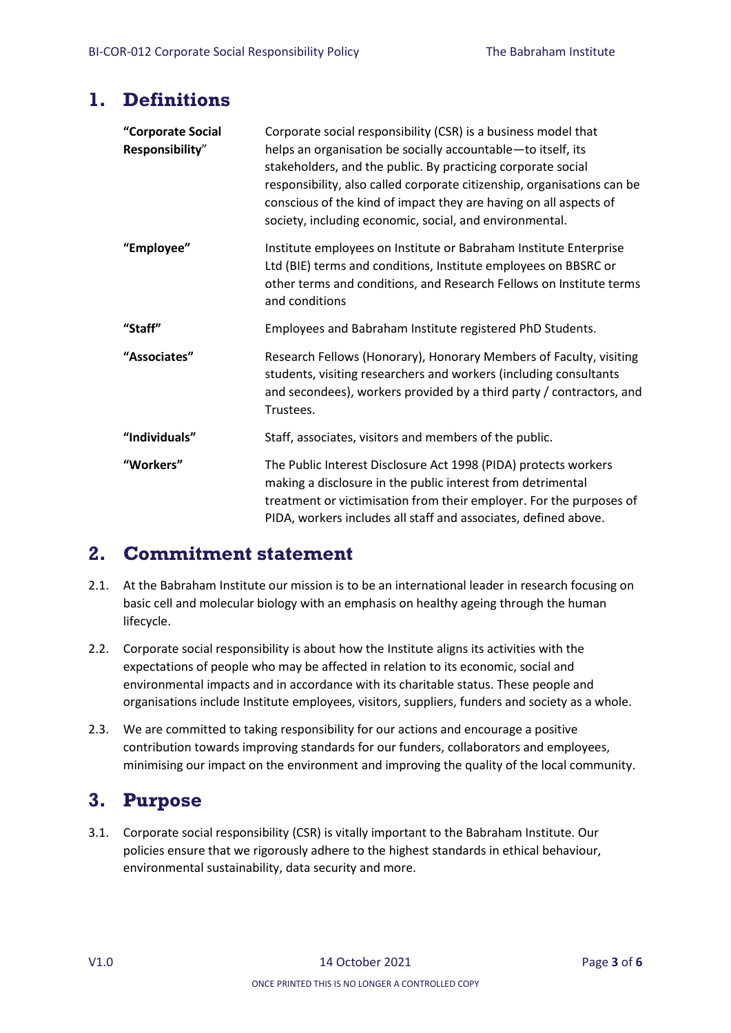## 1. Definitions

| | |
|---|---|
| **"Corporate Social Responsibility"** | Corporate social responsibility (CSR) is a business model that helps an organisation be socially accountable—to itself, its stakeholders, and the public. By practicing corporate social responsibility, also called corporate citizenship, organisations can be conscious of the kind of impact they are having on all aspects of society, including economic, social, and environmental. |
| **"Employee"** | Institute employees on Institute or Babraham Institute Enterprise Ltd (BIE) terms and conditions, Institute employees on BBSRC or other terms and conditions, and Research Fellows on Institute terms and conditions |
| **"Staff"** | Employees and Babraham Institute registered PhD Students. |
| **"Associates"** | Research Fellows (Honorary), Honorary Members of Faculty, visiting students, visiting researchers and workers (including consultants and secondees), workers provided by a third party / contractors, and Trustees. |
| **"Individuals"** | Staff, associates, visitors and members of the public. |
| **"Workers"** | The Public Interest Disclosure Act 1998 (PIDA) protects workers making a disclosure in the public interest from detrimental treatment or victimisation from their employer. For the purposes of PIDA, workers includes all staff and associates, defined above. |

## 2. Commitment statement

2.1. At the Babraham Institute our mission is to be an international leader in research focusing on basic cell and molecular biology with an emphasis on healthy ageing through the human lifecycle.

2.2. Corporate social responsibility is about how the Institute aligns its activities with the expectations of people who may be affected in relation to its economic, social and environmental impacts and in accordance with its charitable status. These people and organisations include Institute employees, visitors, suppliers, funders and society as a whole.

2.3. We are committed to taking responsibility for our actions and encourage a positive contribution towards improving standards for our funders, collaborators and employees, minimising our impact on the environment and improving the quality of the local community.

## 3. Purpose

3.1. Corporate social responsibility (CSR) is vitally important to the Babraham Institute. Our policies ensure that we rigorously adhere to the highest standards in ethical behaviour, environmental sustainability, data security and more.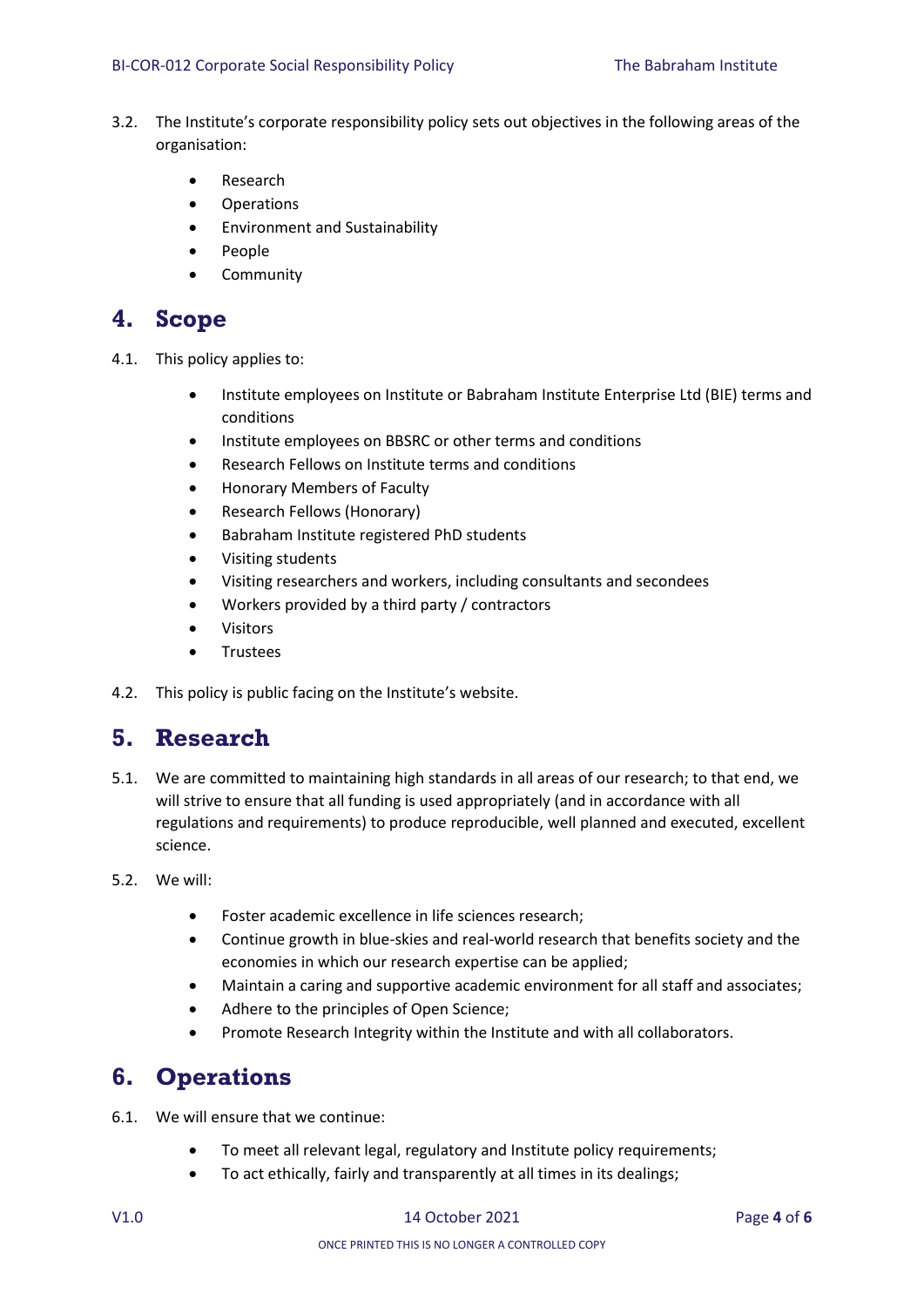3.2. The Institute's corporate responsibility policy sets out objectives in the following areas of the organisation:

- Research
- Operations
- Environment and Sustainability
- People
- Community

# 4. Scope

4.1. This policy applies to:

- Institute employees on Institute or Babraham Institute Enterprise Ltd (BIE) terms and conditions
- Institute employees on BBSRC or other terms and conditions
- Research Fellows on Institute terms and conditions
- Honorary Members of Faculty
- Research Fellows (Honorary)
- Babraham Institute registered PhD students
- Visiting students
- Visiting researchers and workers, including consultants and secondees
- Workers provided by a third party / contractors
- Visitors
- Trustees

4.2. This policy is public facing on the Institute's website.

# 5. Research

5.1. We are committed to maintaining high standards in all areas of our research; to that end, we will strive to ensure that all funding is used appropriately (and in accordance with all regulations and requirements) to produce reproducible, well planned and executed, excellent science.

5.2. We will:

- Foster academic excellence in life sciences research;
- Continue growth in blue-skies and real-world research that benefits society and the economies in which our research expertise can be applied;
- Maintain a caring and supportive academic environment for all staff and associates;
- Adhere to the principles of Open Science;
- Promote Research Integrity within the Institute and with all collaborators.

# 6. Operations

6.1. We will ensure that we continue:

- To meet all relevant legal, regulatory and Institute policy requirements;
- To act ethically, fairly and transparently at all times in its dealings;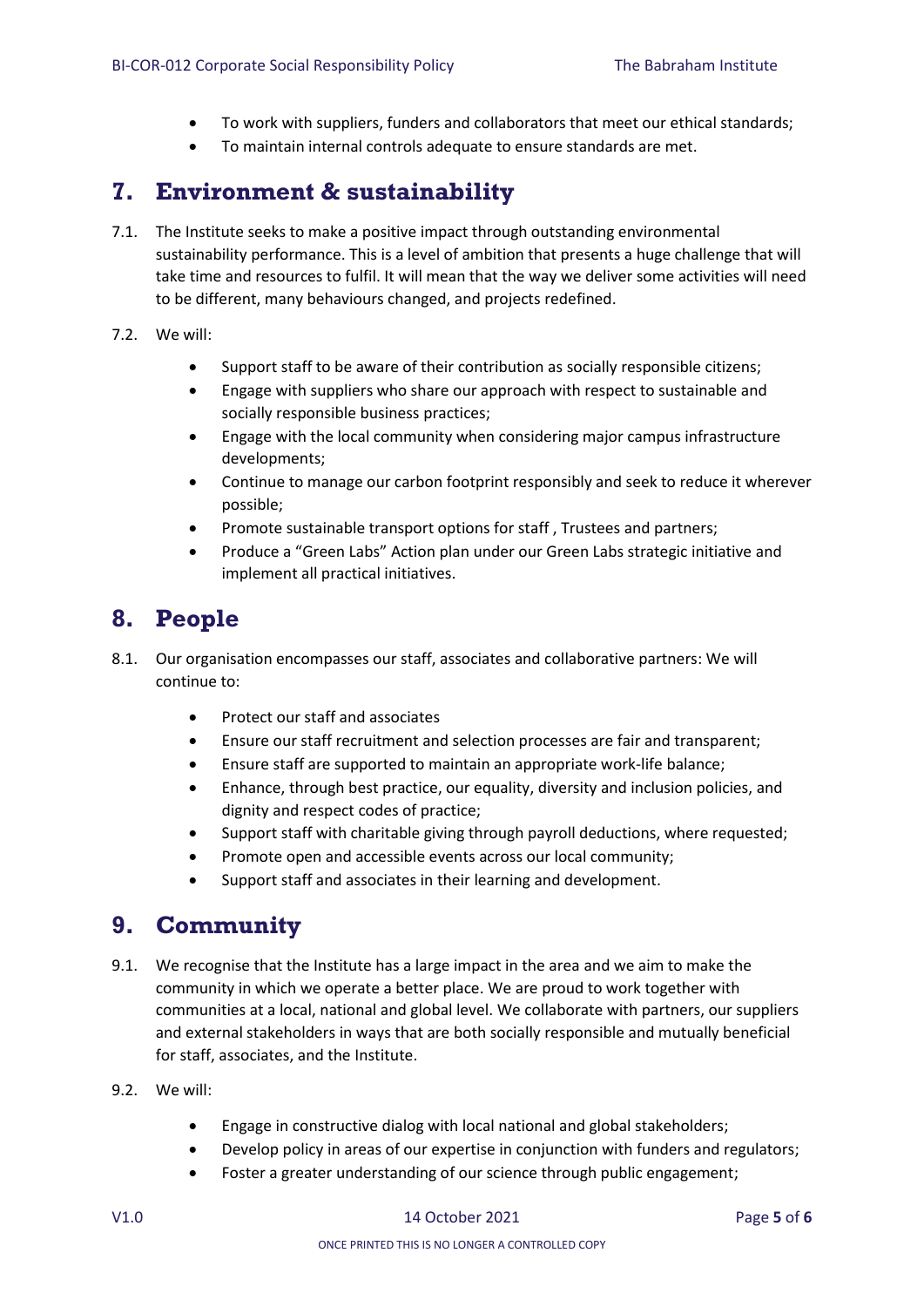- To work with suppliers, funders and collaborators that meet our ethical standards;
- To maintain internal controls adequate to ensure standards are met.

## 7. Environment & sustainability

7.1. The Institute seeks to make a positive impact through outstanding environmental sustainability performance. This is a level of ambition that presents a huge challenge that will take time and resources to fulfil. It will mean that the way we deliver some activities will need to be different, many behaviours changed, and projects redefined.

7.2. We will:

- Support staff to be aware of their contribution as socially responsible citizens;
- Engage with suppliers who share our approach with respect to sustainable and socially responsible business practices;
- Engage with the local community when considering major campus infrastructure developments;
- Continue to manage our carbon footprint responsibly and seek to reduce it wherever possible;
- Promote sustainable transport options for staff , Trustees and partners;
- Produce a "Green Labs" Action plan under our Green Labs strategic initiative and implement all practical initiatives.

## 8. People

8.1. Our organisation encompasses our staff, associates and collaborative partners: We will continue to:

- Protect our staff and associates
- Ensure our staff recruitment and selection processes are fair and transparent;
- Ensure staff are supported to maintain an appropriate work-life balance;
- Enhance, through best practice, our equality, diversity and inclusion policies, and dignity and respect codes of practice;
- Support staff with charitable giving through payroll deductions, where requested;
- Promote open and accessible events across our local community;
- Support staff and associates in their learning and development.

## 9. Community

9.1. We recognise that the Institute has a large impact in the area and we aim to make the community in which we operate a better place. We are proud to work together with communities at a local, national and global level. We collaborate with partners, our suppliers and external stakeholders in ways that are both socially responsible and mutually beneficial for staff, associates, and the Institute.

9.2. We will:

- Engage in constructive dialog with local national and global stakeholders;
- Develop policy in areas of our expertise in conjunction with funders and regulators;
- Foster a greater understanding of our science through public engagement;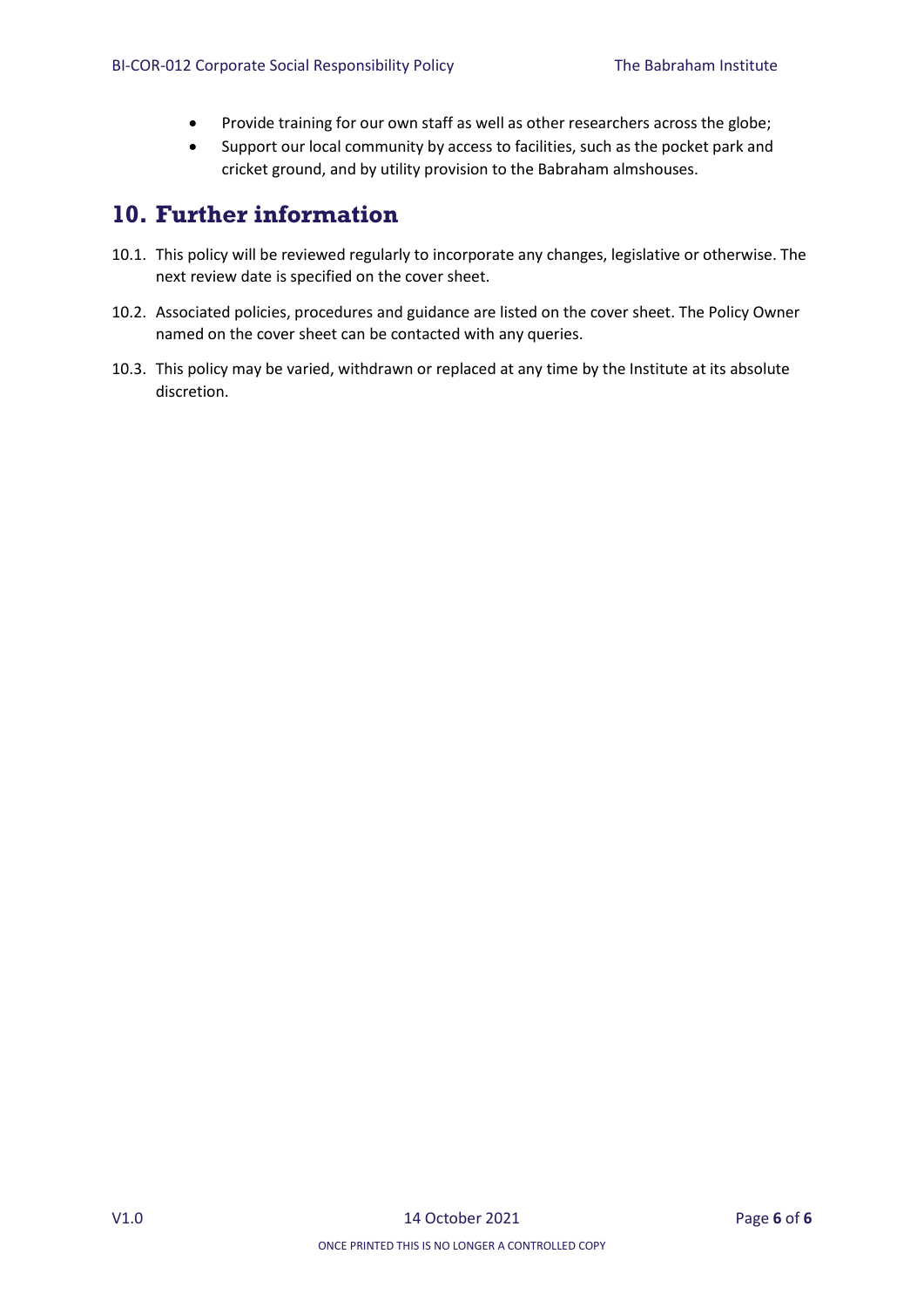- Provide training for our own staff as well as other researchers across the globe;
- Support our local community by access to facilities, such as the pocket park and cricket ground, and by utility provision to the Babraham almshouses.

# 10. Further information

10.1. This policy will be reviewed regularly to incorporate any changes, legislative or otherwise. The next review date is specified on the cover sheet.

10.2. Associated policies, procedures and guidance are listed on the cover sheet. The Policy Owner named on the cover sheet can be contacted with any queries.

10.3. This policy may be varied, withdrawn or replaced at any time by the Institute at its absolute discretion.